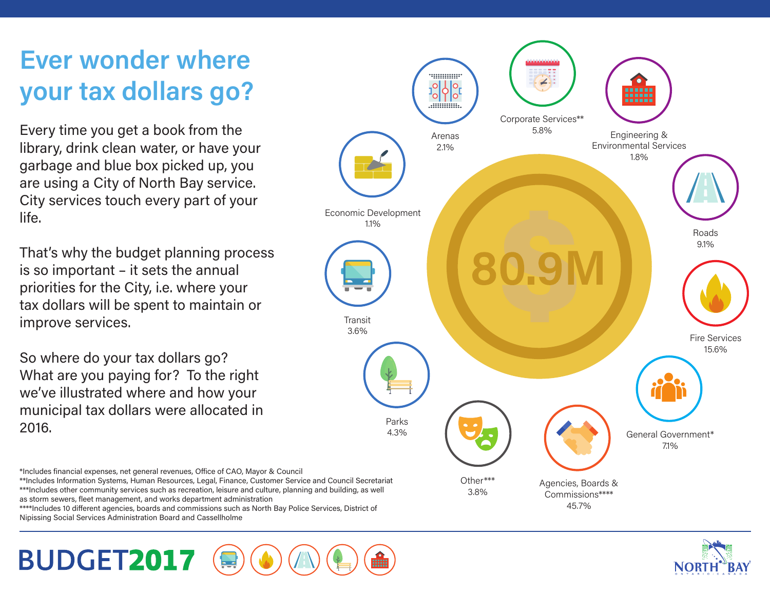# Ever wonder where your tax dollars go?

Every time you get a book from the library, drink clean water, or have your garbage and blue box picked up, you are using a City of North Bay service. City services touch every part of your life.

That's why the budget planning process is so important – it sets the annual priorities for the City, i.e. where your tax dollars will be spent to maintain or improve services.

So where do your tax dollars go? What are you paying for? To the right we've illustrated where and how your municipal tax dollars were allocated in 2016.

**80.9M**

- Arenas 2.1%
- Corporate Services** 5.8%
- Engineering & Environmental Services 1.8%
- Roads 9.1%
- Fire Services 15.6%
- General Government* 7.1%
- Agencies, Boards & Commissions**** 45.7%
- Other*** 3.8%
- Parks 4.3%
- Transit 3.6%
- Economic Development 1.1%

*Includes financial expenses, net general revenues, Office of CAO, Mayor & Council
**Includes Information Systems, Human Resources, Legal, Finance, Customer Service and Council Secretariat
***Includes other community services such as recreation, leisure and culture, planning and building, as well as storm sewers, fleet management, and works department administration
****Includes 10 different agencies, boards and commissions such as North Bay Police Services, District of Nipissing Social Services Administration Board and Cassellholme

**BUDGET2017**

NORTH BAY
ONTARIO CANADA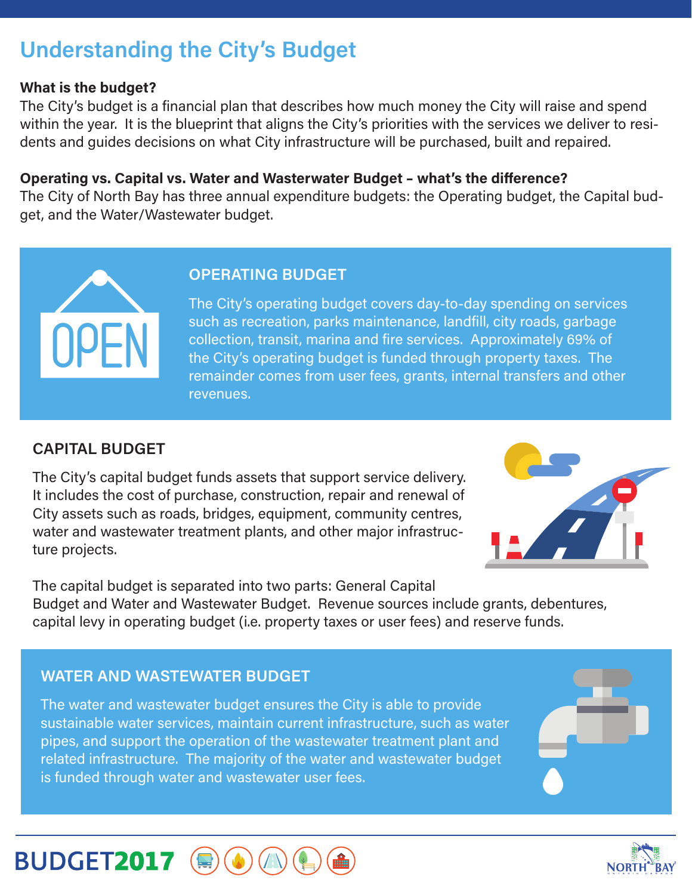# Understanding the City's Budget

**What is the budget?**

The City's budget is a financial plan that describes how much money the City will raise and spend within the year. It is the blueprint that aligns the City's priorities with the services we deliver to residents and guides decisions on what City infrastructure will be purchased, built and repaired.

**Operating vs. Capital vs. Water and Wasterwater Budget – what's the difference?**

The City of North Bay has three annual expenditure budgets: the Operating budget, the Capital budget, and the Water/Wastewater budget.

## OPERATING BUDGET

The City's operating budget covers day-to-day spending on services such as recreation, parks maintenance, landfill, city roads, garbage collection, transit, marina and fire services. Approximately 69% of the City's operating budget is funded through property taxes. The remainder comes from user fees, grants, internal transfers and other revenues.

## CAPITAL BUDGET

The City's capital budget funds assets that support service delivery. It includes the cost of purchase, construction, repair and renewal of City assets such as roads, bridges, equipment, community centres, water and wastewater treatment plants, and other major infrastructure projects.

The capital budget is separated into two parts: General Capital Budget and Water and Wastewater Budget. Revenue sources include grants, debentures, capital levy in operating budget (i.e. property taxes or user fees) and reserve funds.

## WATER AND WASTEWATER BUDGET

The water and wastewater budget ensures the City is able to provide sustainable water services, maintain current infrastructure, such as water pipes, and support the operation of the wastewater treatment plant and related infrastructure. The majority of the water and wastewater budget is funded through water and wastewater user fees.